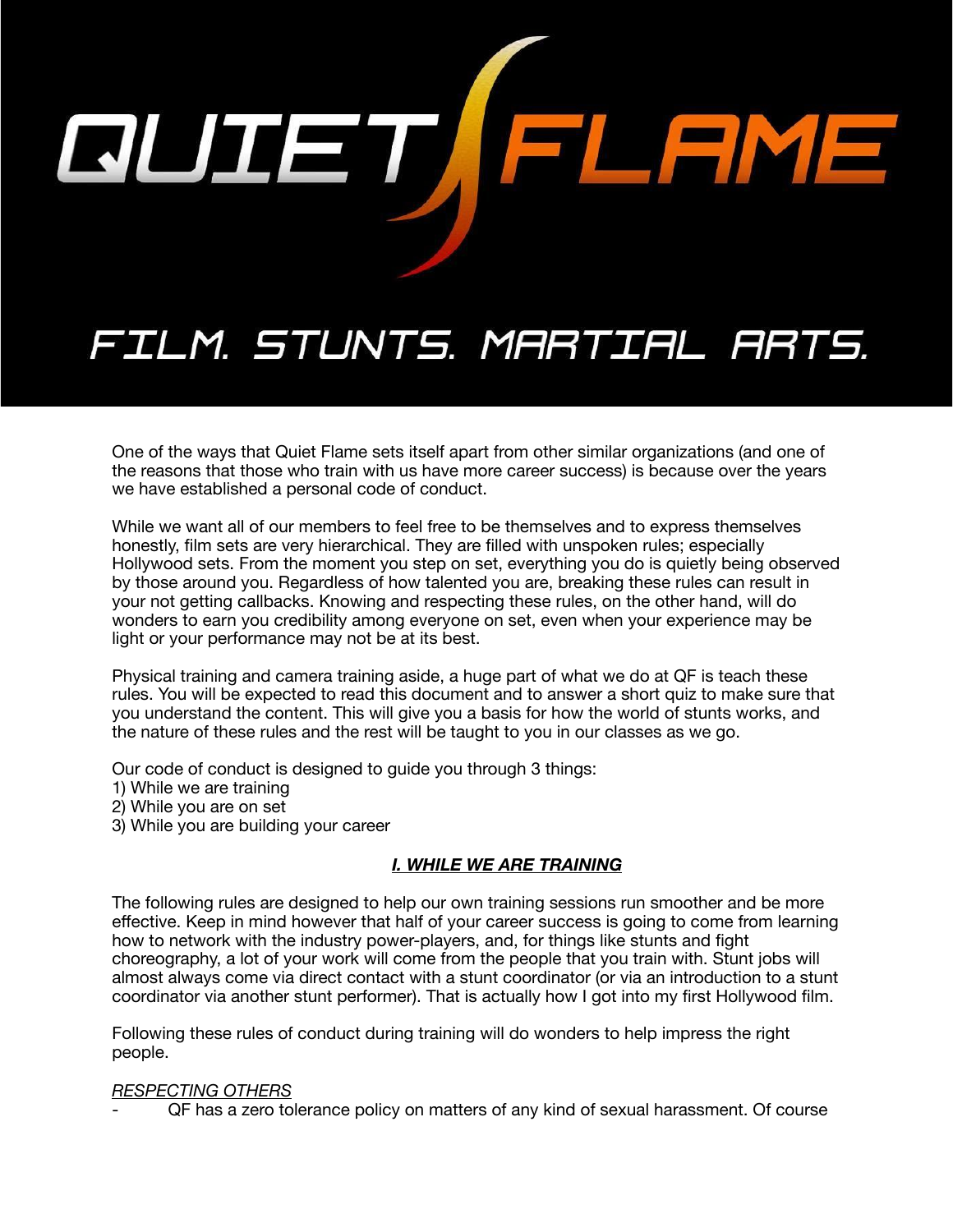# QUIET FLAME

## FILM. STUNTS. MARTIAL ARTS.

One of the ways that Quiet Flame sets itself apart from other similar organizations (and one of the reasons that those who train with us have more career success) is because over the years we have established a personal code of conduct.

While we want all of our members to feel free to be themselves and to express themselves honestly, film sets are very hierarchical. They are filled with unspoken rules; especially Hollywood sets. From the moment you step on set, everything you do is quietly being observed by those around you. Regardless of how talented you are, breaking these rules can result in your not getting callbacks. Knowing and respecting these rules, on the other hand, will do wonders to earn you credibility among everyone on set, even when your experience may be light or your performance may not be at its best.

Physical training and camera training aside, a huge part of what we do at QF is teach these rules. You will be expected to read this document and to answer a short quiz to make sure that you understand the content. This will give you a basis for how the world of stunts works, and the nature of these rules and the rest will be taught to you in our classes as we go.

Our code of conduct is designed to guide you through 3 things:
1) While we are training
2) While you are on set
3) While you are building your career

## ***I. WHILE WE ARE TRAINING***

The following rules are designed to help our own training sessions run smoother and be more effective. Keep in mind however that half of your career success is going to come from learning how to network with the industry power-players, and, for things like stunts and fight choreography, a lot of your work will come from the people that you train with. Stunt jobs will almost always come via direct contact with a stunt coordinator (or via an introduction to a stunt coordinator via another stunt performer). That is actually how I got into my first Hollywood film.

Following these rules of conduct during training will do wonders to help impress the right people.

*RESPECTING OTHERS*

- QF has a zero tolerance policy on matters of any kind of sexual harassment. Of course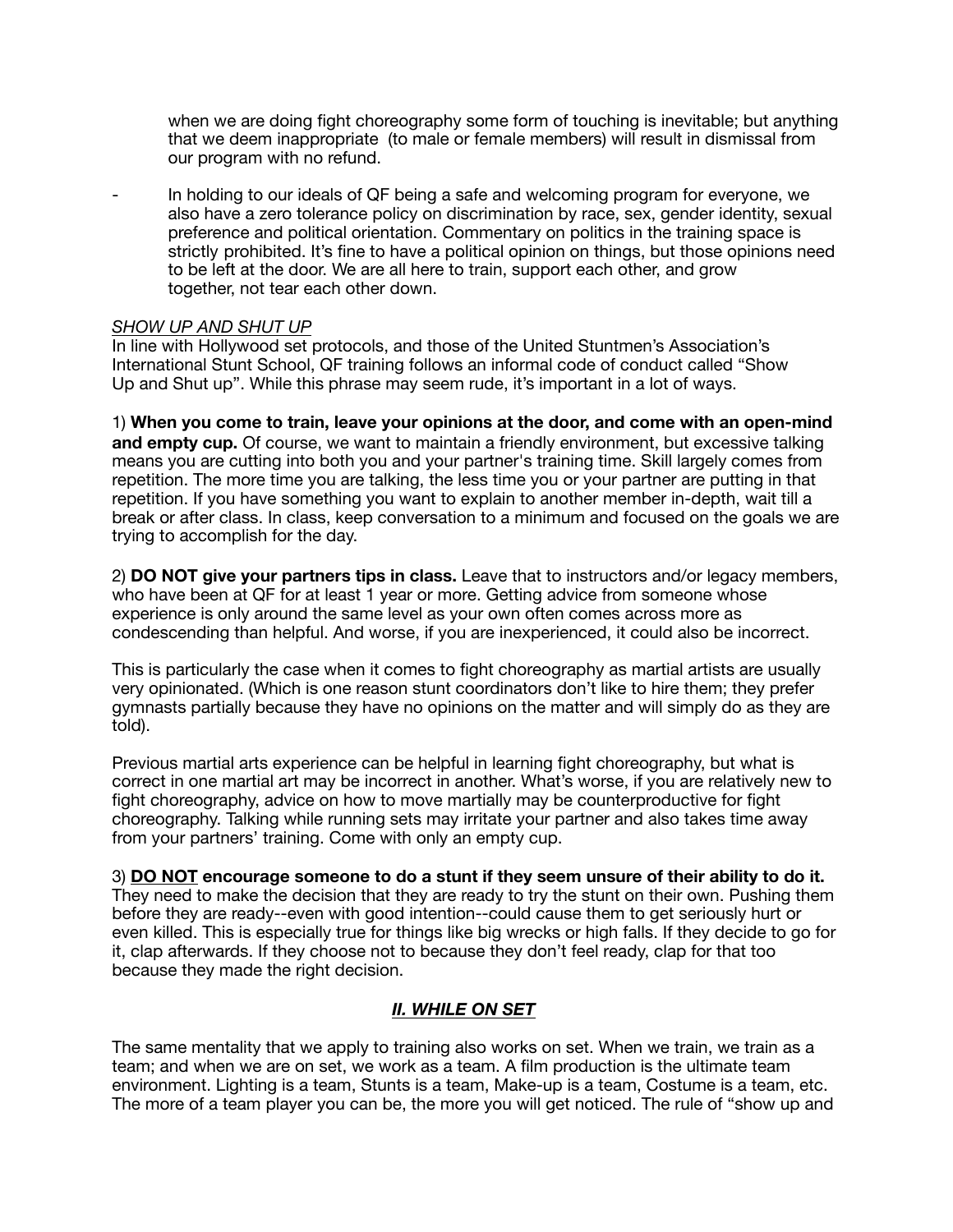when we are doing fight choreography some form of touching is inevitable; but anything that we deem inappropriate (to male or female members) will result in dismissal from our program with no refund.

- In holding to our ideals of QF being a safe and welcoming program for everyone, we also have a zero tolerance policy on discrimination by race, sex, gender identity, sexual preference and political orientation. Commentary on politics in the training space is strictly prohibited. It's fine to have a political opinion on things, but those opinions need to be left at the door. We are all here to train, support each other, and grow together, not tear each other down.

*SHOW UP AND SHUT UP*

In line with Hollywood set protocols, and those of the United Stuntmen's Association's International Stunt School, QF training follows an informal code of conduct called "Show Up and Shut up". While this phrase may seem rude, it's important in a lot of ways.

1) **When you come to train, leave your opinions at the door, and come with an open-mind and empty cup.** Of course, we want to maintain a friendly environment, but excessive talking means you are cutting into both you and your partner's training time. Skill largely comes from repetition. The more time you are talking, the less time you or your partner are putting in that repetition. If you have something you want to explain to another member in-depth, wait till a break or after class. In class, keep conversation to a minimum and focused on the goals we are trying to accomplish for the day.

2) **DO NOT give your partners tips in class.** Leave that to instructors and/or legacy members, who have been at QF for at least 1 year or more. Getting advice from someone whose experience is only around the same level as your own often comes across more as condescending than helpful. And worse, if you are inexperienced, it could also be incorrect.

This is particularly the case when it comes to fight choreography as martial artists are usually very opinionated. (Which is one reason stunt coordinators don't like to hire them; they prefer gymnasts partially because they have no opinions on the matter and will simply do as they are told).

Previous martial arts experience can be helpful in learning fight choreography, but what is correct in one martial art may be incorrect in another. What's worse, if you are relatively new to fight choreography, advice on how to move martially may be counterproductive for fight choreography. Talking while running sets may irritate your partner and also takes time away from your partners' training. Come with only an empty cup.

3) **<u>DO NOT</u> encourage someone to do a stunt if they seem unsure of their ability to do it.** They need to make the decision that they are ready to try the stunt on their own. Pushing them before they are ready--even with good intention--could cause them to get seriously hurt or even killed. This is especially true for things like big wrecks or high falls. If they decide to go for it, clap afterwards. If they choose not to because they don't feel ready, clap for that too because they made the right decision.

## ***II. WHILE ON SET***

The same mentality that we apply to training also works on set. When we train, we train as a team; and when we are on set, we work as a team. A film production is the ultimate team environment. Lighting is a team, Stunts is a team, Make-up is a team, Costume is a team, etc. The more of a team player you can be, the more you will get noticed. The rule of "show up and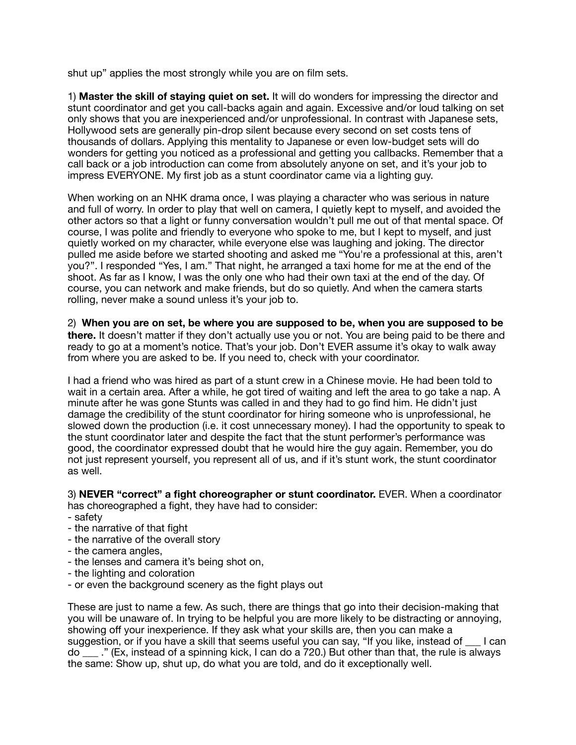shut up" applies the most strongly while you are on film sets.

1) **Master the skill of staying quiet on set.** It will do wonders for impressing the director and stunt coordinator and get you call-backs again and again. Excessive and/or loud talking on set only shows that you are inexperienced and/or unprofessional. In contrast with Japanese sets, Hollywood sets are generally pin-drop silent because every second on set costs tens of thousands of dollars. Applying this mentality to Japanese or even low-budget sets will do wonders for getting you noticed as a professional and getting you callbacks. Remember that a call back or a job introduction can come from absolutely anyone on set, and it's your job to impress EVERYONE. My first job as a stunt coordinator came via a lighting guy.

When working on an NHK drama once, I was playing a character who was serious in nature and full of worry. In order to play that well on camera, I quietly kept to myself, and avoided the other actors so that a light or funny conversation wouldn't pull me out of that mental space. Of course, I was polite and friendly to everyone who spoke to me, but I kept to myself, and just quietly worked on my character, while everyone else was laughing and joking. The director pulled me aside before we started shooting and asked me "You're a professional at this, aren't you?". I responded "Yes, I am." That night, he arranged a taxi home for me at the end of the shoot. As far as I know, I was the only one who had their own taxi at the end of the day. Of course, you can network and make friends, but do so quietly. And when the camera starts rolling, never make a sound unless it's your job to.

2) **When you are on set, be where you are supposed to be, when you are supposed to be there.** It doesn't matter if they don't actually use you or not. You are being paid to be there and ready to go at a moment's notice. That's your job. Don't EVER assume it's okay to walk away from where you are asked to be. If you need to, check with your coordinator.

I had a friend who was hired as part of a stunt crew in a Chinese movie. He had been told to wait in a certain area. After a while, he got tired of waiting and left the area to go take a nap. A minute after he was gone Stunts was called in and they had to go find him. He didn't just damage the credibility of the stunt coordinator for hiring someone who is unprofessional, he slowed down the production (i.e. it cost unnecessary money). I had the opportunity to speak to the stunt coordinator later and despite the fact that the stunt performer's performance was good, the coordinator expressed doubt that he would hire the guy again. Remember, you do not just represent yourself, you represent all of us, and if it's stunt work, the stunt coordinator as well.

3) **NEVER "correct" a fight choreographer or stunt coordinator.** EVER. When a coordinator has choreographed a fight, they have had to consider:
- safety
- the narrative of that fight
- the narrative of the overall story
- the camera angles,
- the lenses and camera it's being shot on,
- the lighting and coloration
- or even the background scenery as the fight plays out

These are just to name a few. As such, there are things that go into their decision-making that you will be unaware of. In trying to be helpful you are more likely to be distracting or annoying, showing off your inexperience. If they ask what your skills are, then you can make a suggestion, or if you have a skill that seems useful you can say, "If you like, instead of ___ I can do ___ ." (Ex, instead of a spinning kick, I can do a 720.) But other than that, the rule is always the same: Show up, shut up, do what you are told, and do it exceptionally well.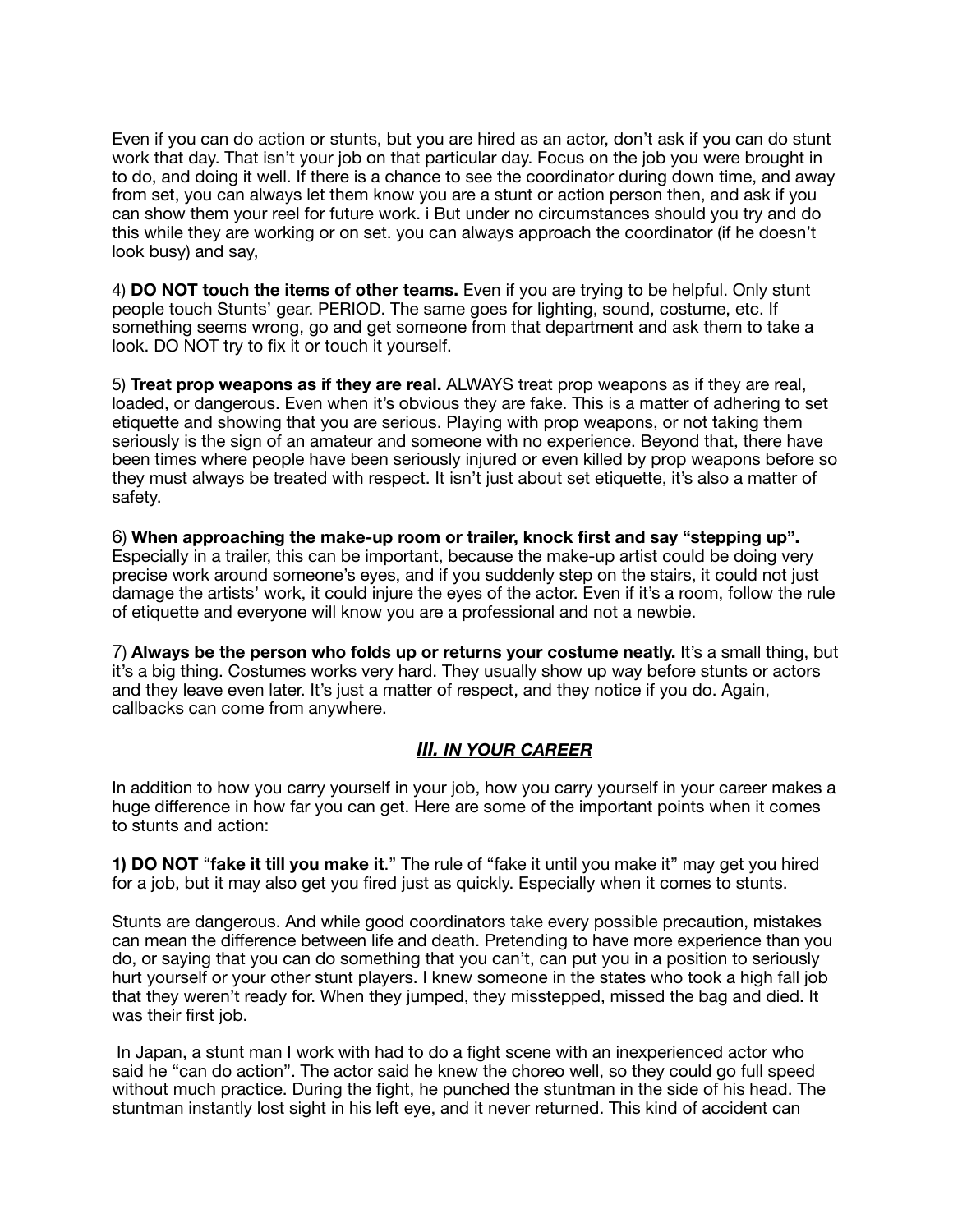Even if you can do action or stunts, but you are hired as an actor, don't ask if you can do stunt work that day. That isn't your job on that particular day. Focus on the job you were brought in to do, and doing it well. If there is a chance to see the coordinator during down time, and away from set, you can always let them know you are a stunt or action person then, and ask if you can show them your reel for future work. i But under no circumstances should you try and do this while they are working or on set. you can always approach the coordinator (if he doesn't look busy) and say,

4) **DO NOT touch the items of other teams.** Even if you are trying to be helpful. Only stunt people touch Stunts' gear. PERIOD. The same goes for lighting, sound, costume, etc. If something seems wrong, go and get someone from that department and ask them to take a look. DO NOT try to fix it or touch it yourself.

5) **Treat prop weapons as if they are real.** ALWAYS treat prop weapons as if they are real, loaded, or dangerous. Even when it's obvious they are fake. This is a matter of adhering to set etiquette and showing that you are serious. Playing with prop weapons, or not taking them seriously is the sign of an amateur and someone with no experience. Beyond that, there have been times where people have been seriously injured or even killed by prop weapons before so they must always be treated with respect. It isn't just about set etiquette, it's also a matter of safety.

6) **When approaching the make-up room or trailer, knock first and say "stepping up".** Especially in a trailer, this can be important, because the make-up artist could be doing very precise work around someone's eyes, and if you suddenly step on the stairs, it could not just damage the artists' work, it could injure the eyes of the actor. Even if it's a room, follow the rule of etiquette and everyone will know you are a professional and not a newbie.

7) **Always be the person who folds up or returns your costume neatly.** It's a small thing, but it's a big thing. Costumes works very hard. They usually show up way before stunts or actors and they leave even later. It's just a matter of respect, and they notice if you do. Again, callbacks can come from anywhere.

## ***III. IN YOUR CAREER***

In addition to how you carry yourself in your job, how you carry yourself in your career makes a huge difference in how far you can get. Here are some of the important points when it comes to stunts and action:

**1) DO NOT** "**fake it till you make it**." The rule of "fake it until you make it" may get you hired for a job, but it may also get you fired just as quickly. Especially when it comes to stunts.

Stunts are dangerous. And while good coordinators take every possible precaution, mistakes can mean the difference between life and death. Pretending to have more experience than you do, or saying that you can do something that you can't, can put you in a position to seriously hurt yourself or your other stunt players. I knew someone in the states who took a high fall job that they weren't ready for. When they jumped, they misstepped, missed the bag and died. It was their first job.

In Japan, a stunt man I work with had to do a fight scene with an inexperienced actor who said he "can do action". The actor said he knew the choreo well, so they could go full speed without much practice. During the fight, he punched the stuntman in the side of his head. The stuntman instantly lost sight in his left eye, and it never returned. This kind of accident can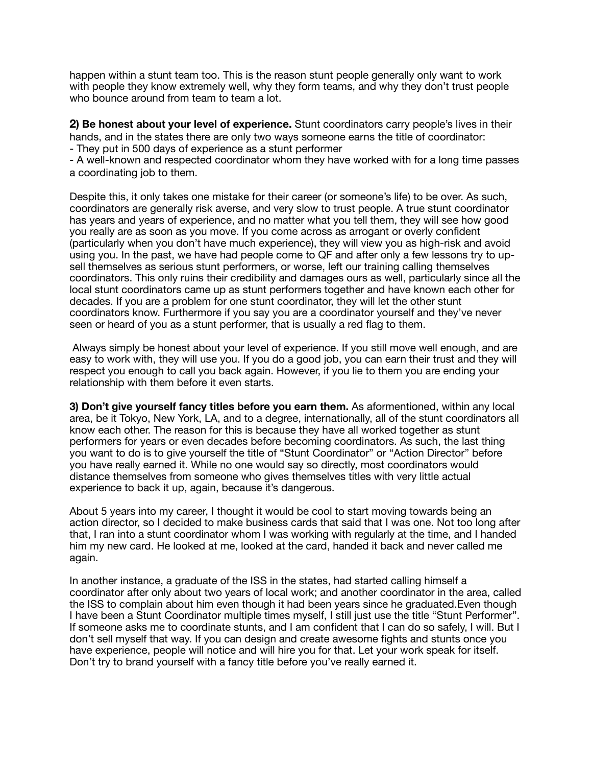happen within a stunt team too. This is the reason stunt people generally only want to work with people they know extremely well, why they form teams, and why they don't trust people who bounce around from team to team a lot.

**2) Be honest about your level of experience.** Stunt coordinators carry people's lives in their hands, and in the states there are only two ways someone earns the title of coordinator:

- They put in 500 days of experience as a stunt performer
- A well-known and respected coordinator whom they have worked with for a long time passes a coordinating job to them.

Despite this, it only takes one mistake for their career (or someone's life) to be over. As such, coordinators are generally risk averse, and very slow to trust people. A true stunt coordinator has years and years of experience, and no matter what you tell them, they will see how good you really are as soon as you move. If you come across as arrogant or overly confident (particularly when you don't have much experience), they will view you as high-risk and avoid using you. In the past, we have had people come to QF and after only a few lessons try to up-sell themselves as serious stunt performers, or worse, left our training calling themselves coordinators. This only ruins their credibility and damages ours as well, particularly since all the local stunt coordinators came up as stunt performers together and have known each other for decades. If you are a problem for one stunt coordinator, they will let the other stunt coordinators know. Furthermore if you say you are a coordinator yourself and they've never seen or heard of you as a stunt performer, that is usually a red flag to them.

Always simply be honest about your level of experience. If you still move well enough, and are easy to work with, they will use you. If you do a good job, you can earn their trust and they will respect you enough to call you back again. However, if you lie to them you are ending your relationship with them before it even starts.

**3) Don't give yourself fancy titles before you earn them.** As aforementioned, within any local area, be it Tokyo, New York, LA, and to a degree, internationally, all of the stunt coordinators all know each other. The reason for this is because they have all worked together as stunt performers for years or even decades before becoming coordinators. As such, the last thing you want to do is to give yourself the title of "Stunt Coordinator" or "Action Director" before you have really earned it. While no one would say so directly, most coordinators would distance themselves from someone who gives themselves titles with very little actual experience to back it up, again, because it's dangerous.

About 5 years into my career, I thought it would be cool to start moving towards being an action director, so I decided to make business cards that said that I was one. Not too long after that, I ran into a stunt coordinator whom I was working with regularly at the time, and I handed him my new card. He looked at me, looked at the card, handed it back and never called me again.

In another instance, a graduate of the ISS in the states, had started calling himself a coordinator after only about two years of local work; and another coordinator in the area, called the ISS to complain about him even though it had been years since he graduated.Even though I have been a Stunt Coordinator multiple times myself, I still just use the title "Stunt Performer". If someone asks me to coordinate stunts, and I am confident that I can do so safely, I will. But I don't sell myself that way. If you can design and create awesome fights and stunts once you have experience, people will notice and will hire you for that. Let your work speak for itself. Don't try to brand yourself with a fancy title before you've really earned it.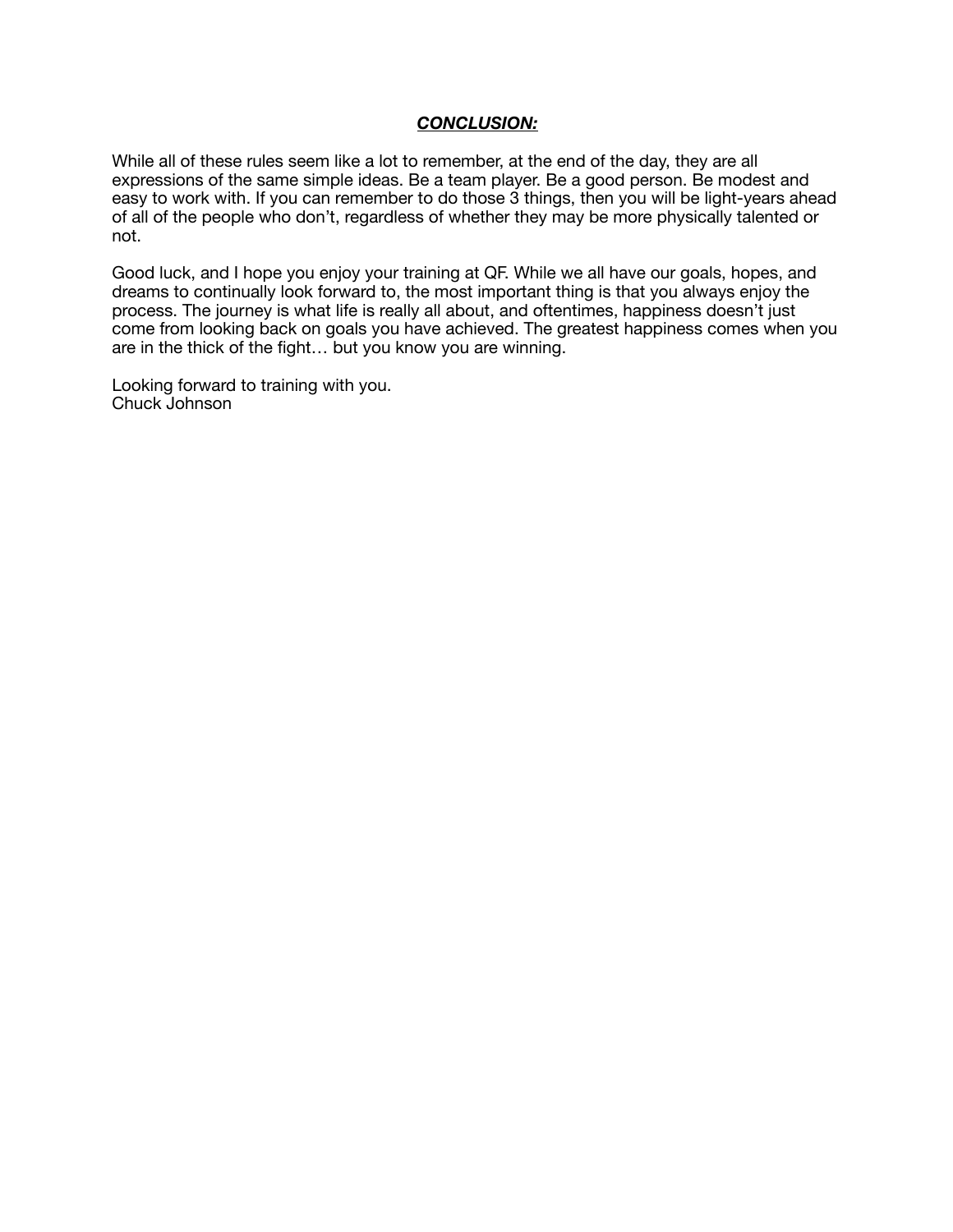## ***CONCLUSION:***

While all of these rules seem like a lot to remember, at the end of the day, they are all expressions of the same simple ideas. Be a team player. Be a good person. Be modest and easy to work with. If you can remember to do those 3 things, then you will be light-years ahead of all of the people who don't, regardless of whether they may be more physically talented or not.

Good luck, and I hope you enjoy your training at QF. While we all have our goals, hopes, and dreams to continually look forward to, the most important thing is that you always enjoy the process. The journey is what life is really all about, and oftentimes, happiness doesn't just come from looking back on goals you have achieved. The greatest happiness comes when you are in the thick of the fight… but you know you are winning.

Looking forward to training with you.
Chuck Johnson